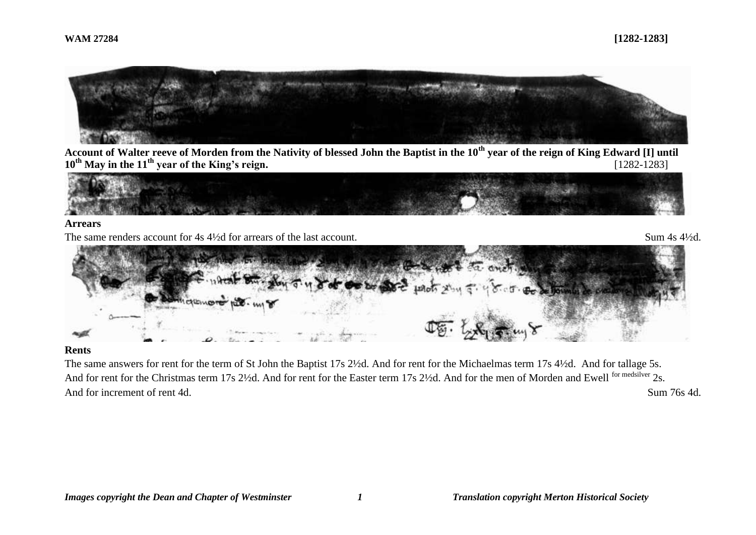**Account of Walter reeve of Morden from the Nativity of blessed John the Baptist in the 10th year of the reign of King Edward [I] until 10th May in the 11th year of the King's reign.** [1282-1283]

**Arrears**

The same renders account for 4s 4½d for arrears of the last account. Sum 4s 4½d.

**Rents**

The same answers for rent for the term of St John the Baptist 17s 2½d. And for rent for the Michaelmas term 17s 4½d. And for tallage 5s. And for rent for the Christmas term 17s 2½d. And for rent for the Easter term 17s 2½d. And for the men of Morden and Ewell [for medsilver] 2s. And for increment of rent 4d. Sum 76s 4d.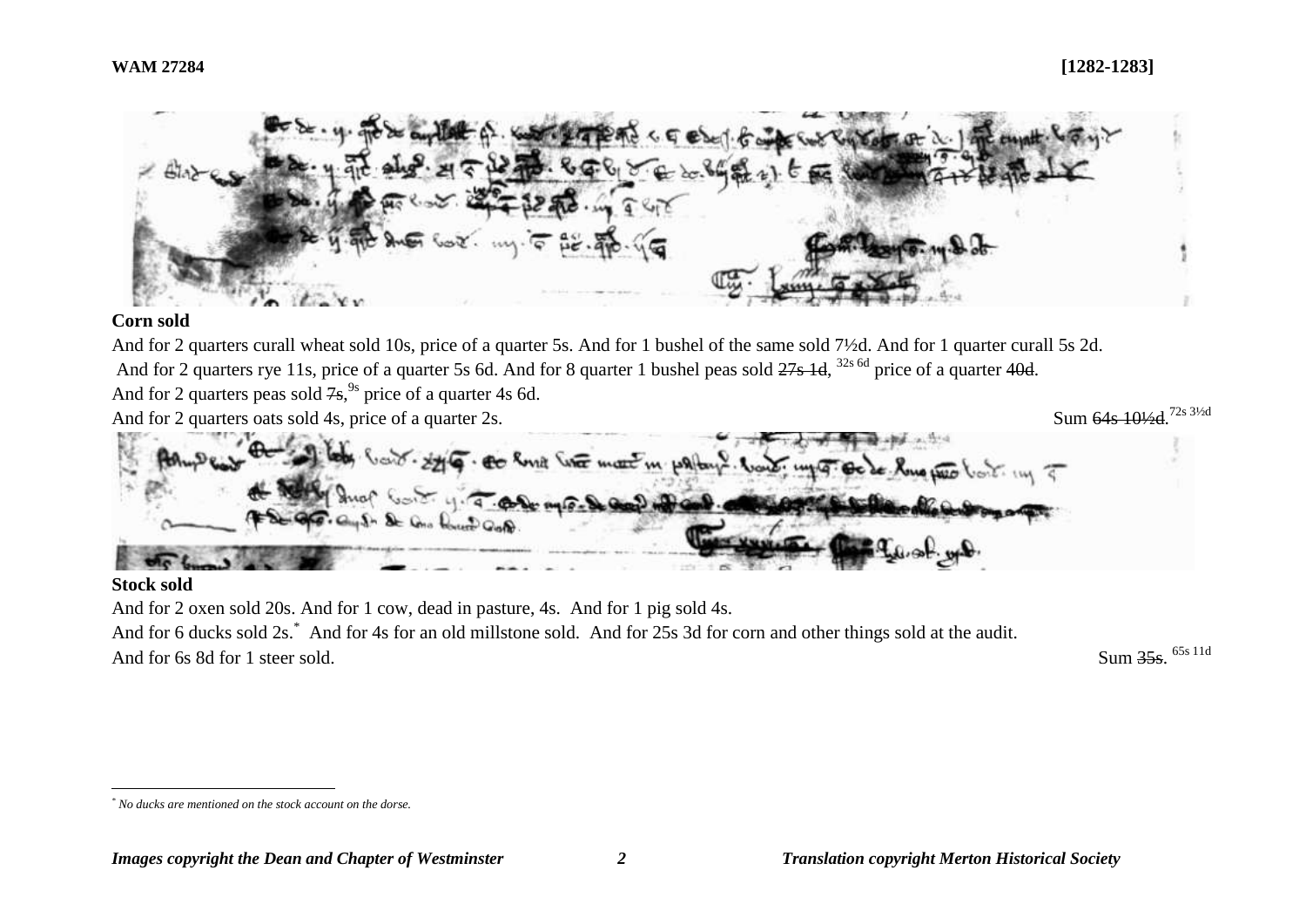**Corn sold**

And for 2 quarters curall wheat sold 10s, price of a quarter 5s. And for 1 bushel of the same sold 7½d. And for 1 quarter curall 5s 2d.
And for 2 quarters rye 11s, price of a quarter 5s 6d. And for 8 quarter 1 bushel peas sold ~~27s 1d~~, 32s 6d price of a quarter ~~40d~~.
And for 2 quarters peas sold ~~7s~~, 9s price of a quarter 4s 6d.
And for 2 quarters oats sold 4s, price of a quarter 2s. Sum ~~64s 10½d~~. 72s 3½d

**Stock sold**

And for 2 oxen sold 20s. And for 1 cow, dead in pasture, 4s. And for 1 pig sold 4s.
And for 6 ducks sold 2s.* And for 4s for an old millstone sold. And for 25s 3d for corn and other things sold at the audit.
And for 6s 8d for 1 steer sold. Sum ~~35s~~. 65s 11d

\* *No ducks are mentioned on the stock account on the dorse.*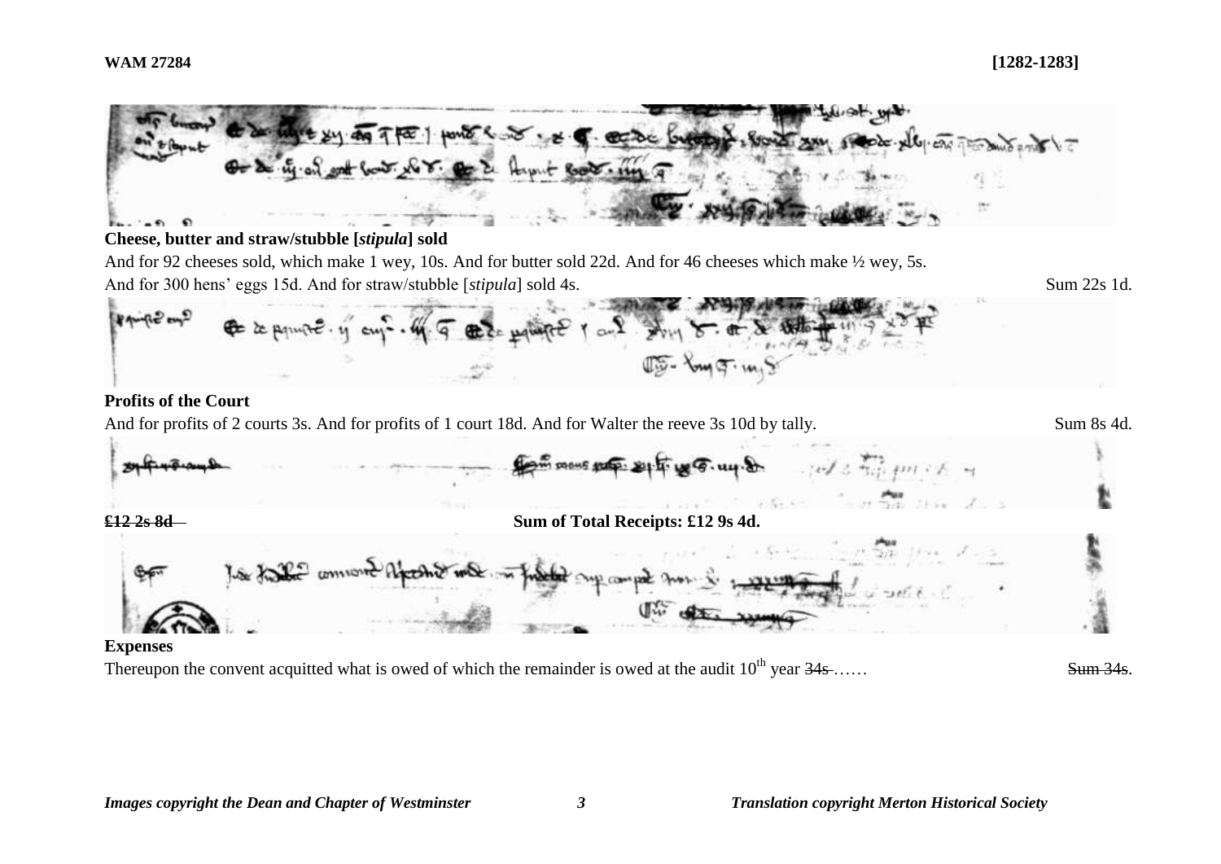### Cheese, butter and straw/stubble [*stipula*] sold

And for 92 cheeses sold, which make 1 wey, 10s. And for butter sold 22d. And for 46 cheeses which make ½ wey, 5s. And for 300 hens' eggs 15d. And for straw/stubble [*stipula*] sold 4s. Sum 22s 1d.

### Profits of the Court

And for profits of 2 courts 3s. And for profits of 1 court 18d. And for Walter the reeve 3s 10d by tally. Sum 8s 4d.

~~£12 2s 8d~~ **Sum of Total Receipts: £12 9s 4d.**

### Expenses

Thereupon the convent acquitted what is owed of which the remainder is owed at the audit 10th year ~~34s~~ …… ~~Sum 34s~~.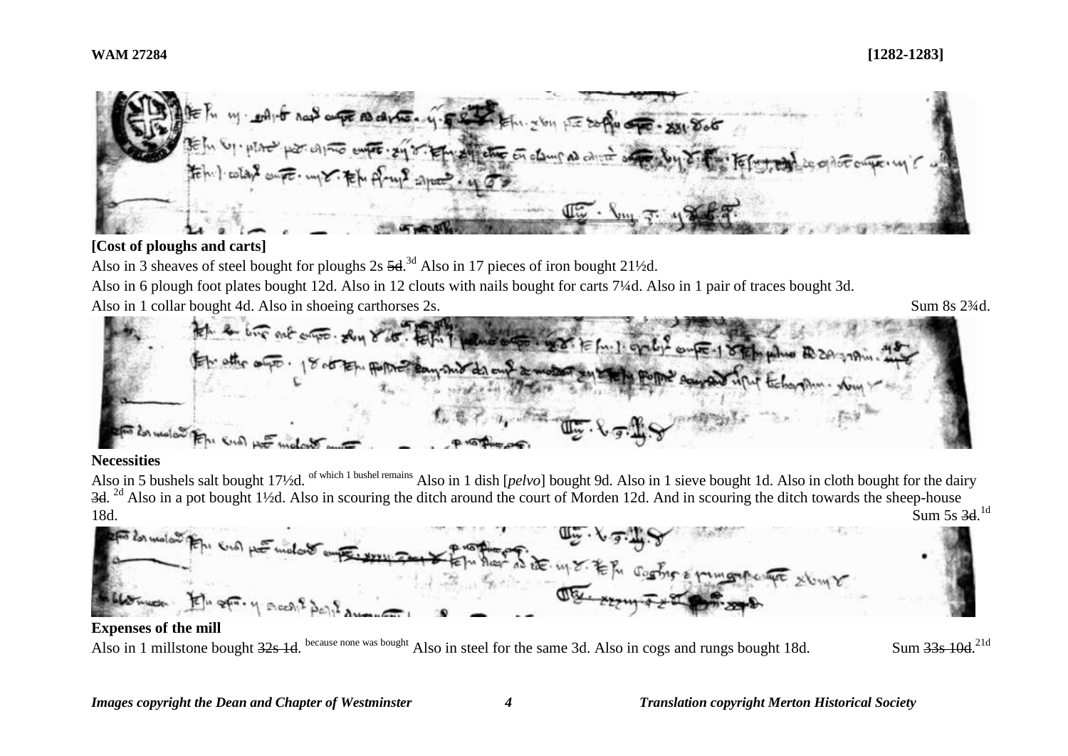**[Cost of ploughs and carts]**

Also in 3 sheaves of steel bought for ploughs 2s ~~5d~~.[3d] Also in 17 pieces of iron bought 21½d.

Also in 6 plough foot plates bought 12d. Also in 12 clouts with nails bought for carts 7¼d. Also in 1 pair of traces bought 3d.

Also in 1 collar bought 4d. Also in shoeing carthorses 2s. Sum 8s 2¾d.

**Necessities**

Also in 5 bushels salt bought 17½d. [of which 1 bushel remains] Also in 1 dish [*pelvo*] bought 9d. Also in 1 sieve bought 1d. Also in cloth bought for the dairy ~~3d~~. [2d] Also in a pot bought 1½d. Also in scouring the ditch around the court of Morden 12d. And in scouring the ditch towards the sheep-house 18d. Sum 5s ~~3d~~.[1d]

**Expenses of the mill**

Also in 1 millstone bought ~~32s 1d~~. [because none was bought] Also in steel for the same 3d. Also in cogs and rungs bought 18d. Sum ~~33s 10d~~.[21d]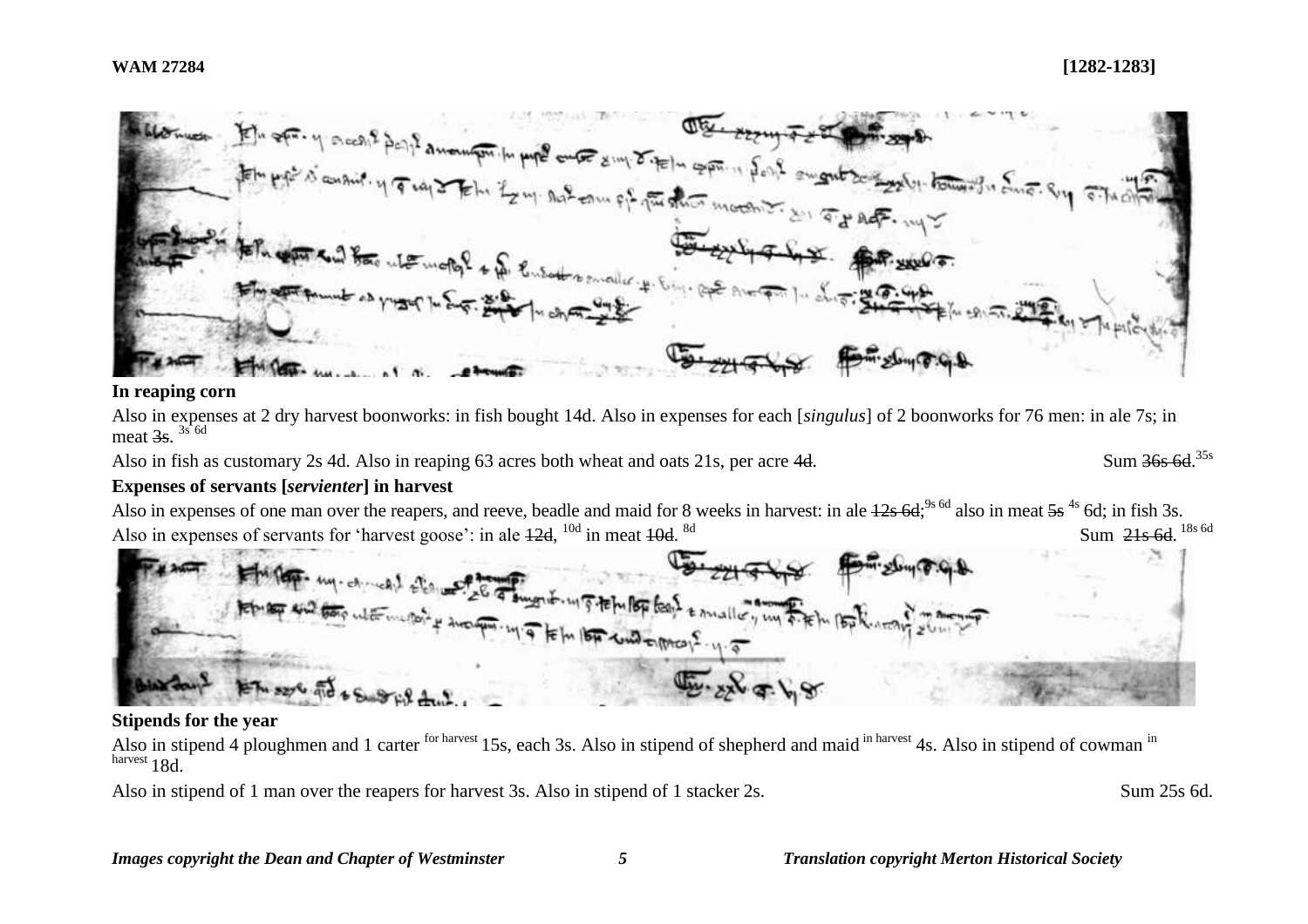**WAM 27284** **[1282-1283]**

### In reaping corn

Also in expenses at 2 dry harvest boonworks: in fish bought 14d. Also in expenses for each [*singulus*] of 2 boonworks for 76 men: in ale 7s; in meat ~~3s~~. 3s 6d

Also in fish as customary 2s 4d. Also in reaping 63 acres both wheat and oats 21s, per acre ~~4d~~. Sum ~~36s 6d~~. 35s

### Expenses of servants [*servienter*] in harvest

Also in expenses of one man over the reapers, and reeve, beadle and maid for 8 weeks in harvest: in ale ~~12s 6d~~; 9s 6d also in meat ~~5s~~ 4s 6d; in fish 3s.

Also in expenses of servants for 'harvest goose': in ale ~~12d~~, 10d in meat ~~10d~~. 8d Sum ~~21s 6d~~. 18s 6d

### Stipends for the year

Also in stipend 4 ploughmen and 1 carter for harvest 15s, each 3s. Also in stipend of shepherd and maid in harvest 4s. Also in stipend of cowman in harvest 18d.

Also in stipend of 1 man over the reapers for harvest 3s. Also in stipend of 1 stacker 2s. Sum 25s 6d.

*Images copyright the Dean and Chapter of Westminster* *Translation copyright Merton Historical Society*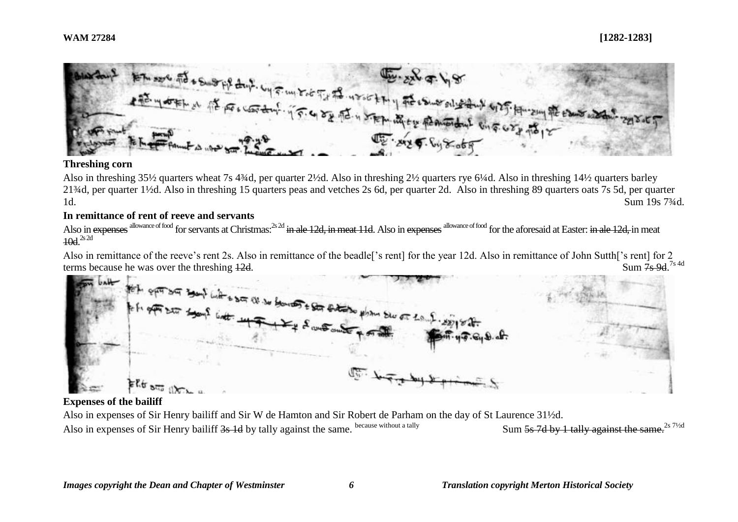**Threshing corn**

Also in threshing 35½ quarters wheat 7s 4¾d, per quarter 2½d. Also in threshing 2½ quarters rye 6¼d. Also in threshing 14½ quarters barley 21¾d, per quarter 1½d. Also in threshing 15 quarters peas and vetches 2s 6d, per quarter 2d. Also in threshing 89 quarters oats 7s 5d, per quarter 1d. Sum 19s 7¾d.

**In remittance of rent of reeve and servants**

Also in ~~expenses~~ allowance of food for servants at Christmas: 2s 2d ~~in ale 12d, in meat 11d~~. Also in ~~expenses~~ allowance of food for the aforesaid at Easter: ~~in ale 12d,~~ in meat ~~10d~~. 2s 2d

Also in remittance of the reeve's rent 2s. Also in remittance of the beadle['s rent] for the year 12d. Also in remittance of John Sutth['s rent] for 2 terms because he was over the threshing ~~12d~~. Sum ~~7s 9d~~. 7s 4d

**Expenses of the bailiff**

Also in expenses of Sir Henry bailiff and Sir W de Hamton and Sir Robert de Parham on the day of St Laurence 31½d.

Also in expenses of Sir Henry bailiff ~~3s 1d~~ by tally against the same. because without a tally Sum ~~5s 7d by 1 tally against the same.~~ 2s 7½d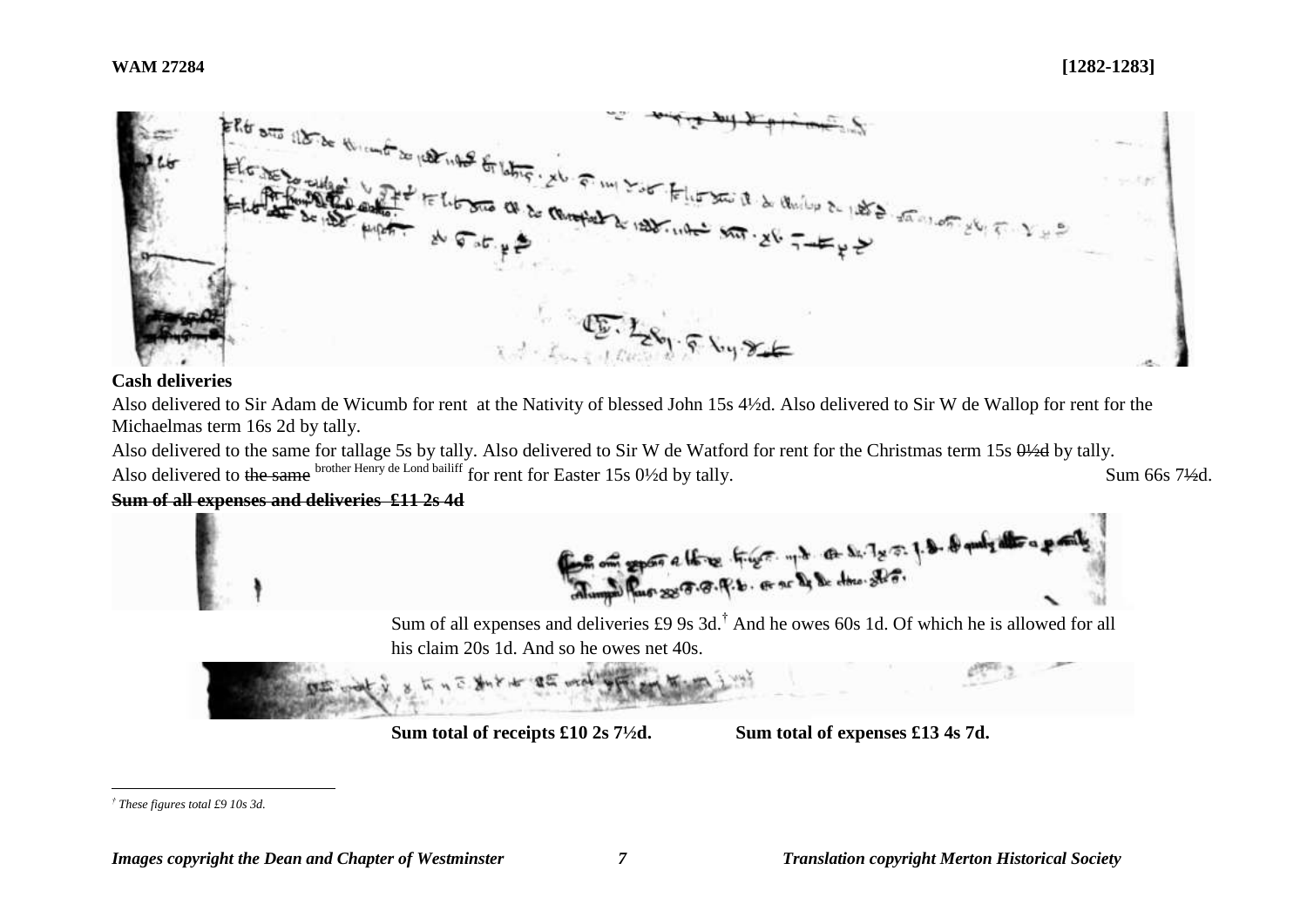**WAM 27284** **[1282-1283]**

**Cash deliveries**

Also delivered to Sir Adam de Wicumb for rent at the Nativity of blessed John 15s 4½d. Also delivered to Sir W de Wallop for rent for the Michaelmas term 16s 2d by tally.

Also delivered to the same for tallage 5s by tally. Also delivered to Sir W de Watford for rent for the Christmas term 15s ~~0½d~~ by tally.

Also delivered to ~~the same~~ brother Henry de Lond bailiff for rent for Easter 15s 0½d by tally. Sum 66s 7½d.

~~**Sum of all expenses and deliveries £11 2s 4d**~~

Sum of all expenses and deliveries £9 9s 3d.[†] And he owes 60s 1d. Of which he is allowed for all his claim 20s 1d. And so he owes net 40s.

**Sum total of receipts £10 2s 7½d.** **Sum total of expenses £13 4s 7d.**

---

[†] *These figures total £9 10s 3d.*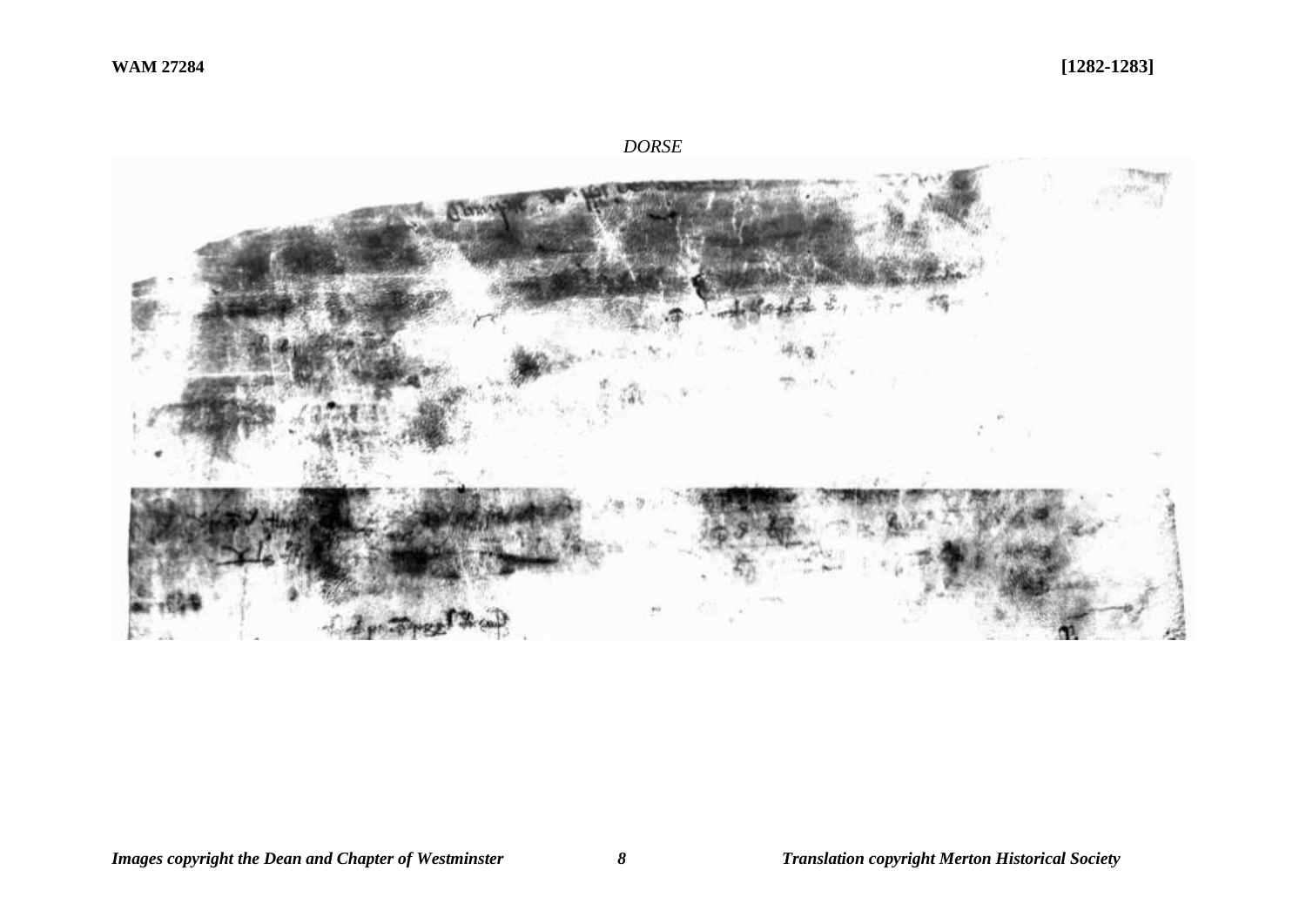*DORSE*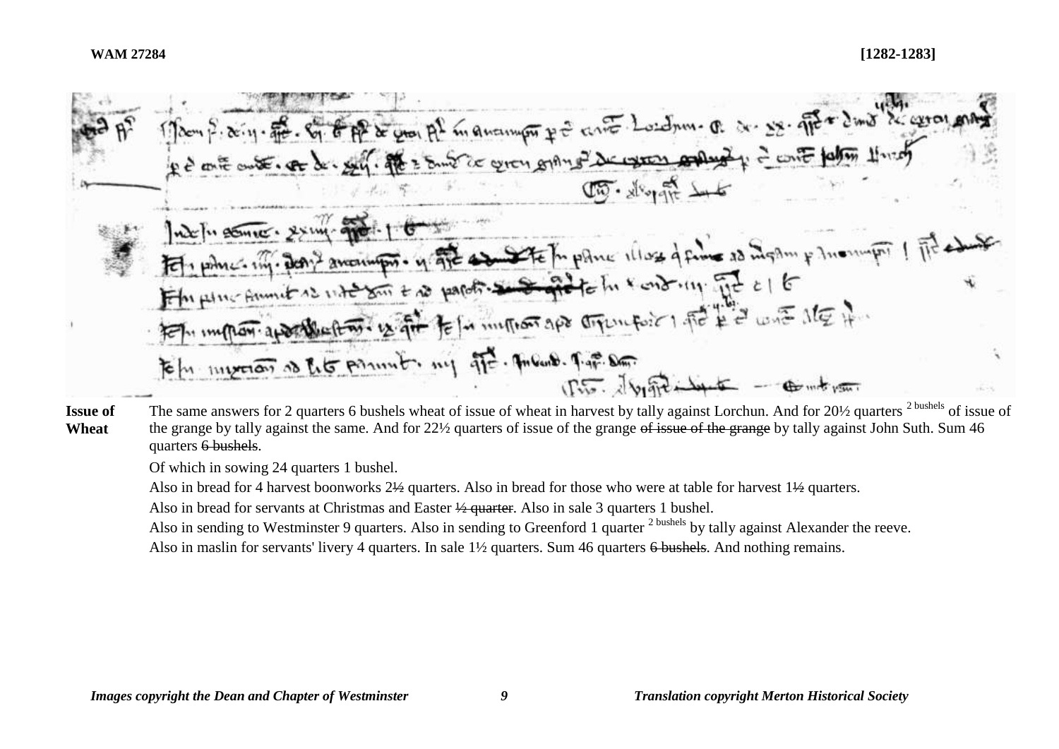**WAM 27284** **[1282-1283]**

**Issue of Wheat**

The same answers for 2 quarters 6 bushels wheat of issue of wheat in harvest by tally against Lorchun. And for 20½ quarters [2 bushels] of issue of the grange by tally against the same. And for 22½ quarters of issue of the grange ~~of issue of the grange~~ by tally against John Suth. Sum 46 quarters ~~6 bushels~~.

Of which in sowing 24 quarters 1 bushel.

Also in bread for 4 harvest boonworks 2½ quarters. Also in bread for those who were at table for harvest 1½ quarters.

Also in bread for servants at Christmas and Easter ~~½ quarter~~. Also in sale 3 quarters 1 bushel.

Also in sending to Westminster 9 quarters. Also in sending to Greenford 1 quarter [2 bushels] by tally against Alexander the reeve.

Also in maslin for servants' livery 4 quarters. In sale 1½ quarters. Sum 46 quarters ~~6 bushels~~. And nothing remains.

*Images copyright the Dean and Chapter of Westminster* *Translation copyright Merton Historical Society*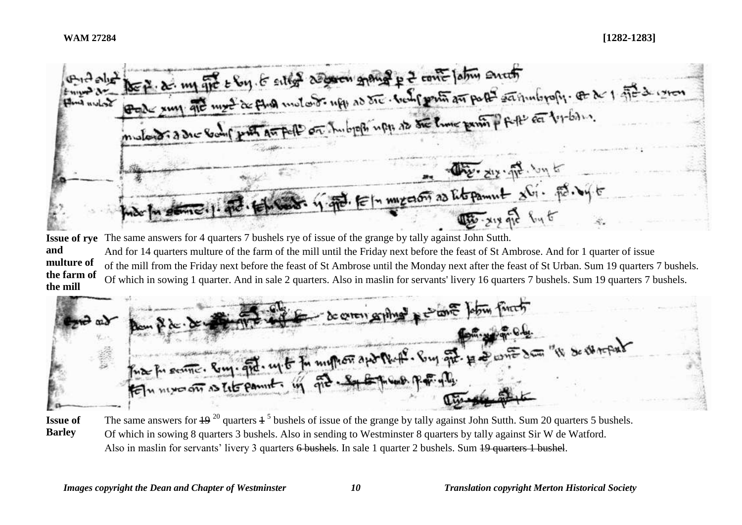**WAM 27284** **[1282-1283]**

**Issue of rye and multure of the farm of the mill**

The same answers for 4 quarters 7 bushels rye of issue of the grange by tally against John Sutth.
And for 14 quarters multure of the farm of the mill until the Friday next before the feast of St Ambrose. And for 1 quarter of issue of the mill from the Friday next before the feast of St Ambrose until the Monday next after the feast of St Urban. Sum 19 quarters 7 bushels.
Of which in sowing 1 quarter. And in sale 2 quarters. Also in maslin for servants' livery 16 quarters 7 bushels. Sum 19 quarters 7 bushels.

**Issue of Barley**

The same answers for ~~19~~ [20] quarters ~~1~~ [5] bushels of issue of the grange by tally against John Sutth. Sum 20 quarters 5 bushels.
Of which in sowing 8 quarters 3 bushels. Also in sending to Westminster 8 quarters by tally against Sir W de Watford.
Also in maslin for servants' livery 3 quarters ~~6 bushels~~. In sale 1 quarter 2 bushels. Sum ~~19 quarters 1 bushel~~.

*Images copyright the Dean and Chapter of Westminster* *Translation copyright Merton Historical Society*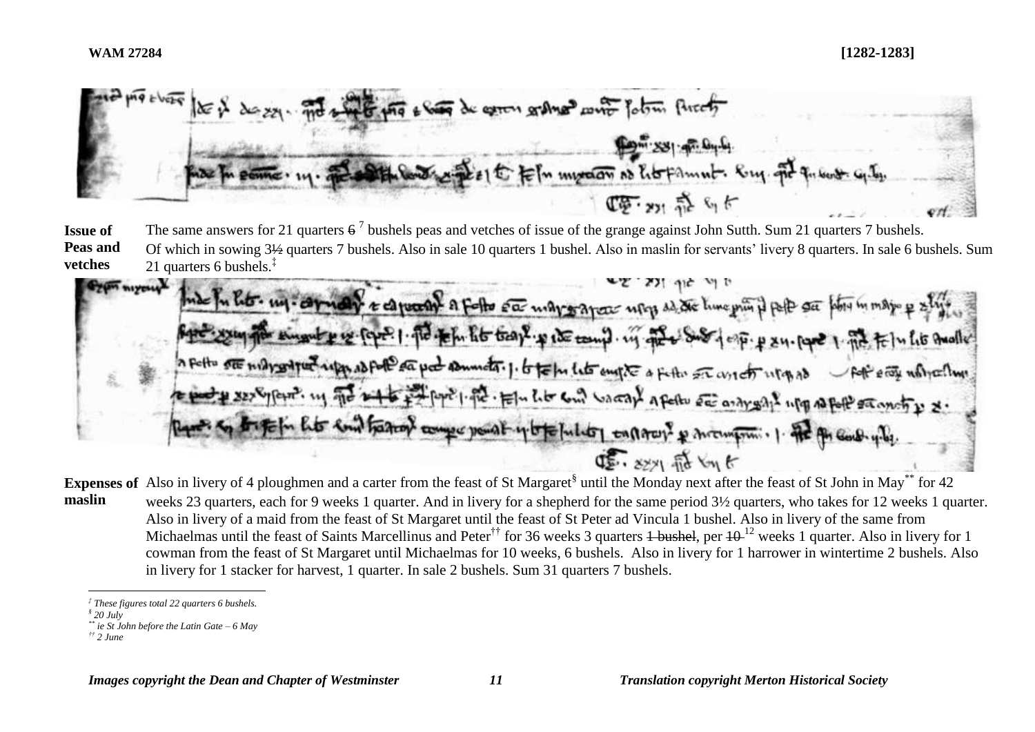**Issue of Peas and vetches** The same answers for 21 quarters ~~6~~ [7] bushels peas and vetches of issue of the grange against John Sutth. Sum 21 quarters 7 bushels. Of which in sowing 3½ quarters 7 bushels. Also in sale 10 quarters 1 bushel. Also in maslin for servants' livery 8 quarters. In sale 6 bushels. Sum 21 quarters 6 bushels.[‡]

**Expenses of maslin** Also in livery of 4 ploughmen and a carter from the feast of St Margaret[§] until the Monday next after the feast of St John in May[**] for 42 weeks 23 quarters, each for 9 weeks 1 quarter. And in livery for a shepherd for the same period 3½ quarters, who takes for 12 weeks 1 quarter. Also in livery of a maid from the feast of St Margaret until the feast of St Peter ad Vincula 1 bushel. Also in livery of the same from Michaelmas until the feast of Saints Marcellinus and Peter[††] for 36 weeks 3 quarters ~~1 bushel~~, per ~~10~~ [12] weeks 1 quarter. Also in livery for 1 cowman from the feast of St Margaret until Michaelmas for 10 weeks, 6 bushels. Also in livery for 1 harrower in wintertime 2 bushels. Also in livery for 1 stacker for harvest, 1 quarter. In sale 2 bushels. Sum 31 quarters 7 bushels.

---

[‡] *These figures total 22 quarters 6 bushels.*

[§] *20 July*

[**] *ie St John before the Latin Gate – 6 May*

[††] *2 June*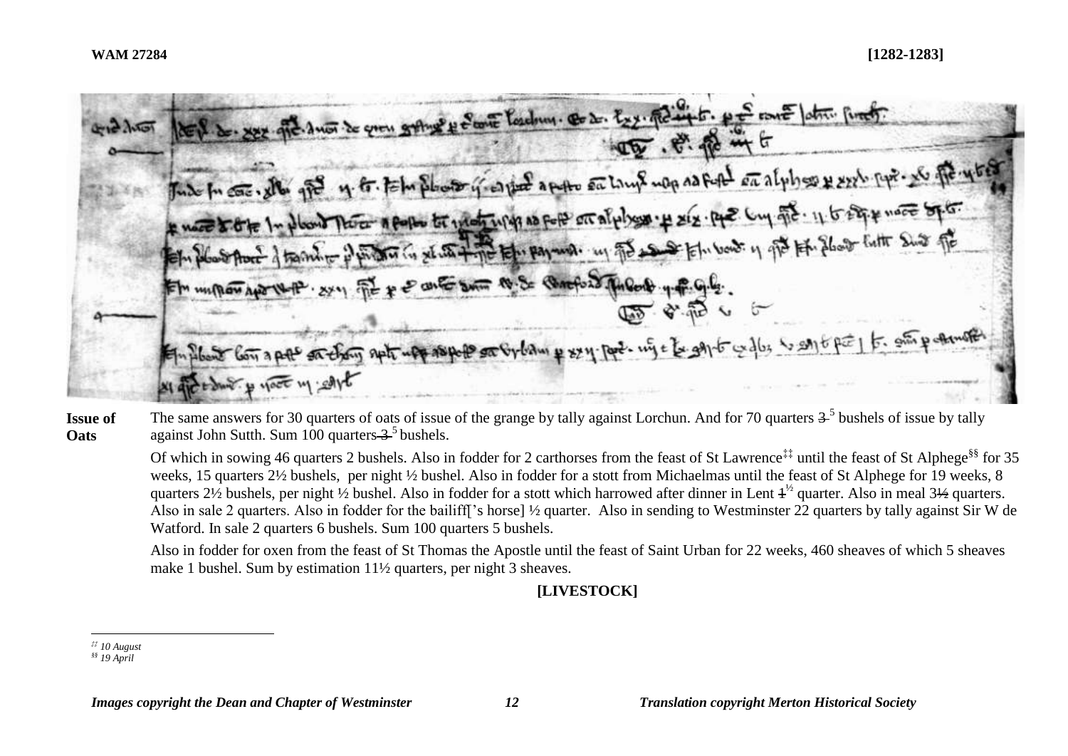**Issue of Oats**

The same answers for 30 quarters of oats of issue of the grange by tally against Lorchun. And for 70 quarters ~~3~~ [5] bushels of issue by tally against John Sutth. Sum 100 quarters ~~3~~ [5] bushels.

Of which in sowing 46 quarters 2 bushels. Also in fodder for 2 carthorses from the feast of St Lawrence[‡‡] until the feast of St Alphege[§§] for 35 weeks, 15 quarters 2½ bushels, per night ½ bushel. Also in fodder for a stott from Michaelmas until the feast of St Alphege for 19 weeks, 8 quarters 2½ bushels, per night ½ bushel. Also in fodder for a stott which harrowed after dinner in Lent ~~1~~ [½] quarter. Also in meal ~~3½~~ quarters. Also in sale 2 quarters. Also in fodder for the bailiff['s horse] ½ quarter. Also in sending to Westminster 22 quarters by tally against Sir W de Watford. In sale 2 quarters 6 bushels. Sum 100 quarters 5 bushels.

Also in fodder for oxen from the feast of St Thomas the Apostle until the feast of Saint Urban for 22 weeks, 460 sheaves of which 5 sheaves make 1 bushel. Sum by estimation 11½ quarters, per night 3 sheaves.

**[LIVESTOCK]**

---

*‡‡ 10 August*
*§§ 19 April*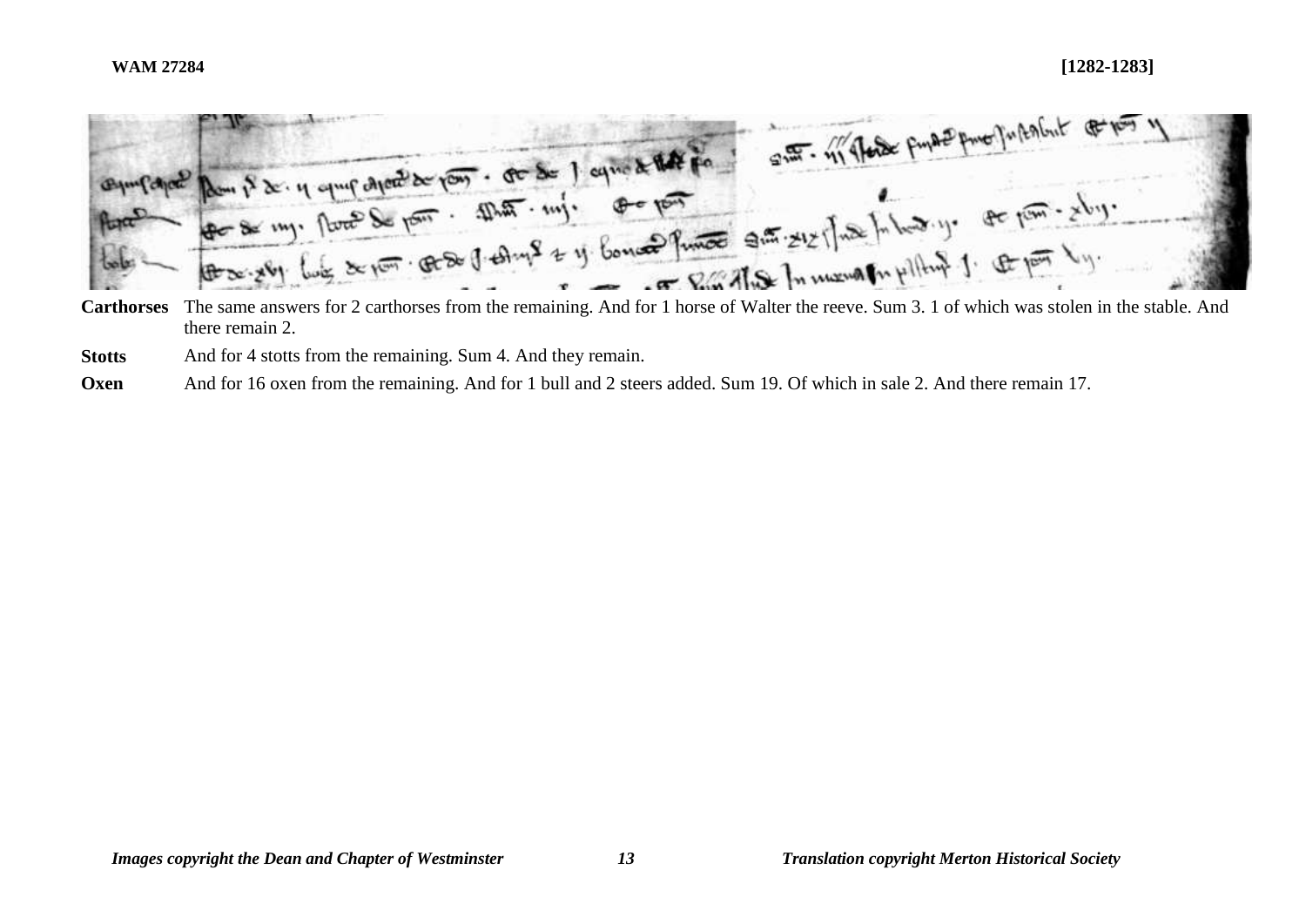| | |
|---|---|
| **Carthorses** | The same answers for 2 carthorses from the remaining. And for 1 horse of Walter the reeve. Sum 3. 1 of which was stolen in the stable. And there remain 2. |
| **Stotts** | And for 4 stotts from the remaining. Sum 4. And they remain. |
| **Oxen** | And for 16 oxen from the remaining. And for 1 bull and 2 steers added. Sum 19. Of which in sale 2. And there remain 17. |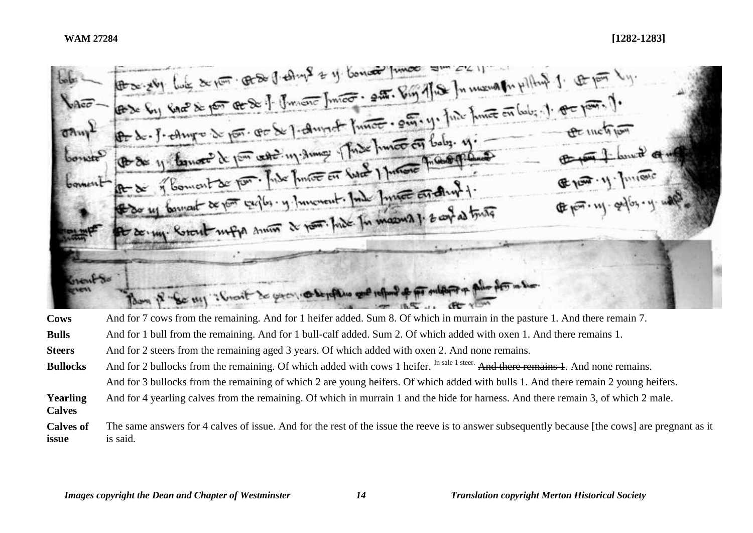**WAM 27284** **[1282-1283]**

| | |
|---|---|
| **Cows** | And for 7 cows from the remaining. And for 1 heifer added. Sum 8. Of which in murrain in the pasture 1. And there remain 7. |
| **Bulls** | And for 1 bull from the remaining. And for 1 bull-calf added. Sum 2. Of which added with oxen 1. And there remains 1. |
| **Steers** | And for 2 steers from the remaining aged 3 years. Of which added with oxen 2. And none remains. |
| **Bullocks** | And for 2 bullocks from the remaining. Of which added with cows 1 heifer. In sale 1 steer. ~~And there remains 1~~. And none remains. |
| | And for 3 bullocks from the remaining of which 2 are young heifers. Of which added with bulls 1. And there remain 2 young heifers. |
| **Yearling Calves** | And for 4 yearling calves from the remaining. Of which in murrain 1 and the hide for harness. And there remain 3, of which 2 male. |
| **Calves of issue** | The same answers for 4 calves of issue. And for the rest of the issue the reeve is to answer subsequently because [the cows] are pregnant as it is said. |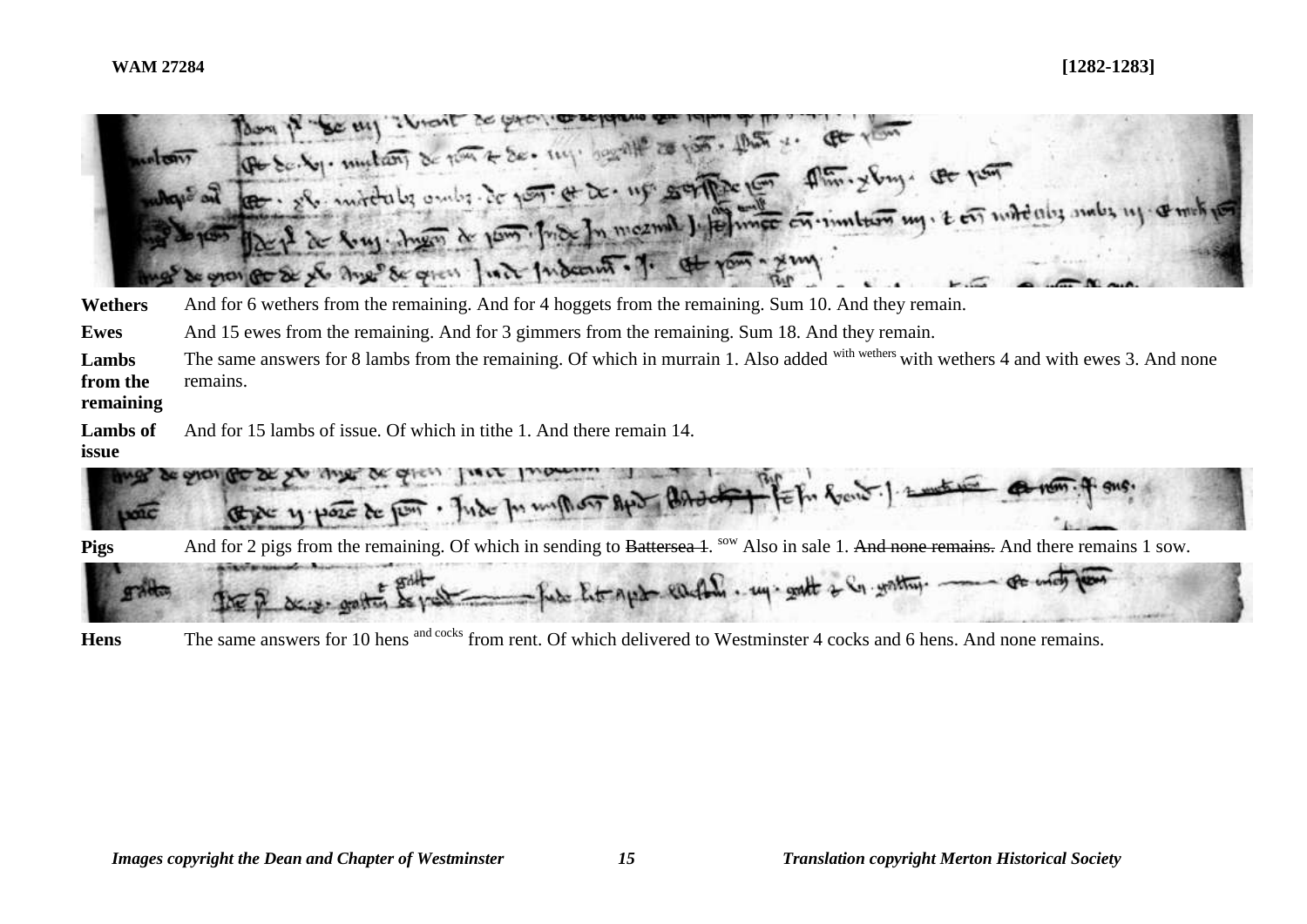**WAM 27284** **[1282-1283]**

| | |
|---|---|
| **Wethers** | And for 6 wethers from the remaining. And for 4 hoggets from the remaining. Sum 10. And they remain. |
| **Ewes** | And 15 ewes from the remaining. And for 3 gimmers from the remaining. Sum 18. And they remain. |
| **Lambs from the remaining** | The same answers for 8 lambs from the remaining. Of which in murrain 1. Also added with wethers with wethers 4 and with ewes 3. And none remains. |
| **Lambs of issue** | And for 15 lambs of issue. Of which in tithe 1. And there remain 14. |

| | |
|---|---|
| **Pigs** | And for 2 pigs from the remaining. Of which in sending to ~~Battersea 1~~. sow Also in sale 1. ~~And none remains.~~ And there remains 1 sow. |

| | |
|---|---|
| **Hens** | The same answers for 10 hens and cocks from rent. Of which delivered to Westminster 4 cocks and 6 hens. And none remains. |

*Images copyright the Dean and Chapter of Westminster* *Translation copyright Merton Historical Society*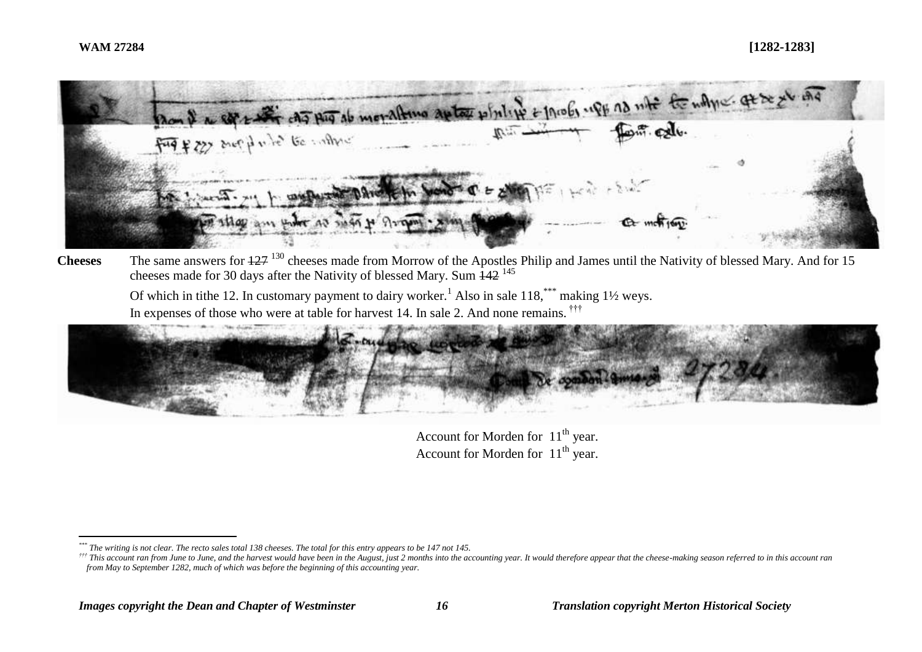**Cheeses** The same answers for ~~127~~ 130 cheeses made from Morrow of the Apostles Philip and James until the Nativity of blessed Mary. And for 15 cheeses made for 30 days after the Nativity of blessed Mary. Sum ~~142~~ 145

Of which in tithe 12. In customary payment to dairy worker.[1] Also in sale 118,[***] making 1½ weys.
In expenses of those who were at table for harvest 14. In sale 2. And none remains.[†††]

Account for Morden for 11th year.
Account for Morden for 11th year.

[***] The writing is not clear. The recto sales total 138 cheeses. The total for this entry appears to be 147 not 145.

[†††] This account ran from June to June, and the harvest would have been in the August, just 2 months into the accounting year. It would therefore appear that the cheese-making season referred to in this account ran from May to September 1282, much of which was before the beginning of this accounting year.